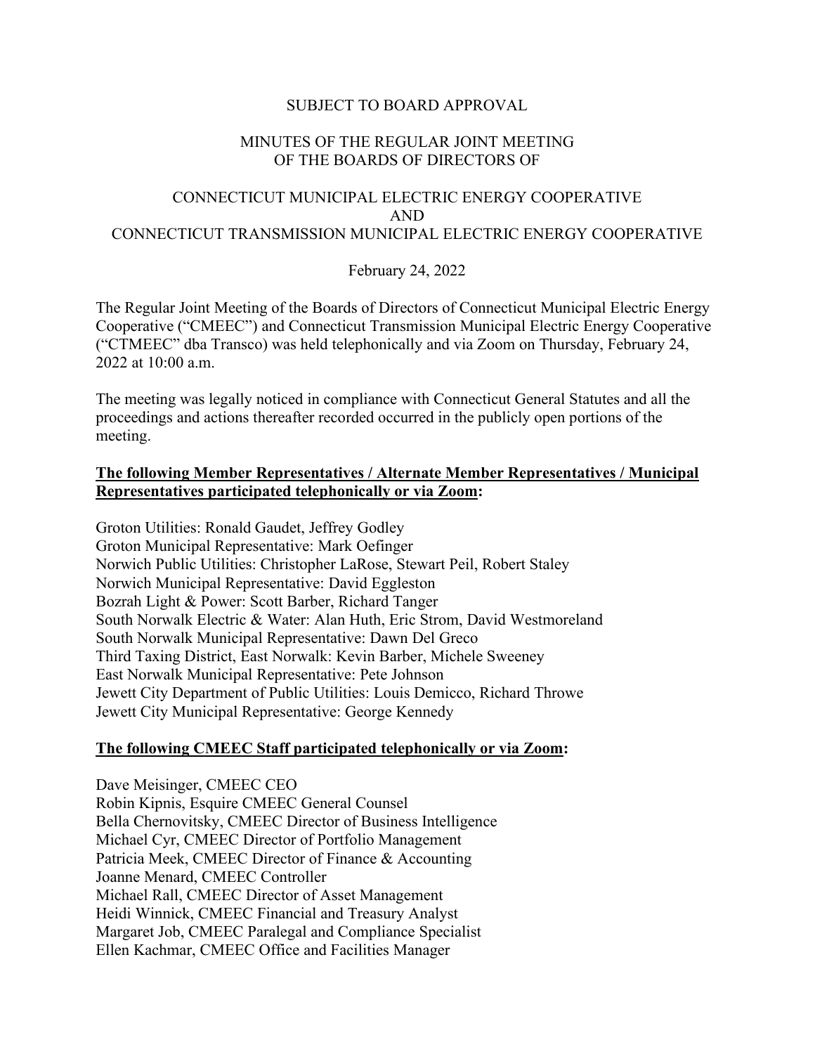SUBJECT TO BOARD APPROVAL

# MINUTES OF THE REGULAR JOINT MEETING OF THE BOARDS OF DIRECTORS OF

# CONNECTICUT MUNICIPAL ELECTRIC ENERGY COOPERATIVE AND CONNECTICUT TRANSMISSION MUNICIPAL ELECTRIC ENERGY COOPERATIVE

February 24, 2022

The Regular Joint Meeting of the Boards of Directors of Connecticut Municipal Electric Energy Cooperative ("CMEEC") and Connecticut Transmission Municipal Electric Energy Cooperative ("CTMEEC" dba Transco) was held telephonically and via Zoom on Thursday, February 24, 2022 at 10:00 a.m.

The meeting was legally noticed in compliance with Connecticut General Statutes and all the proceedings and actions thereafter recorded occurred in the publicly open portions of the meeting.

**The following Member Representatives / Alternate Member Representatives / Municipal Representatives participated telephonically or via Zoom:**

Groton Utilities: Ronald Gaudet, Jeffrey Godley
Groton Municipal Representative: Mark Oefinger
Norwich Public Utilities: Christopher LaRose, Stewart Peil, Robert Staley
Norwich Municipal Representative: David Eggleston
Bozrah Light & Power: Scott Barber, Richard Tanger
South Norwalk Electric & Water: Alan Huth, Eric Strom, David Westmoreland
South Norwalk Municipal Representative: Dawn Del Greco
Third Taxing District, East Norwalk: Kevin Barber, Michele Sweeney
East Norwalk Municipal Representative: Pete Johnson
Jewett City Department of Public Utilities: Louis Demicco, Richard Throwe
Jewett City Municipal Representative: George Kennedy

**The following CMEEC Staff participated telephonically or via Zoom:**

Dave Meisinger, CMEEC CEO
Robin Kipnis, Esquire CMEEC General Counsel
Bella Chernovitsky, CMEEC Director of Business Intelligence
Michael Cyr, CMEEC Director of Portfolio Management
Patricia Meek, CMEEC Director of Finance & Accounting
Joanne Menard, CMEEC Controller
Michael Rall, CMEEC Director of Asset Management
Heidi Winnick, CMEEC Financial and Treasury Analyst
Margaret Job, CMEEC Paralegal and Compliance Specialist
Ellen Kachmar, CMEEC Office and Facilities Manager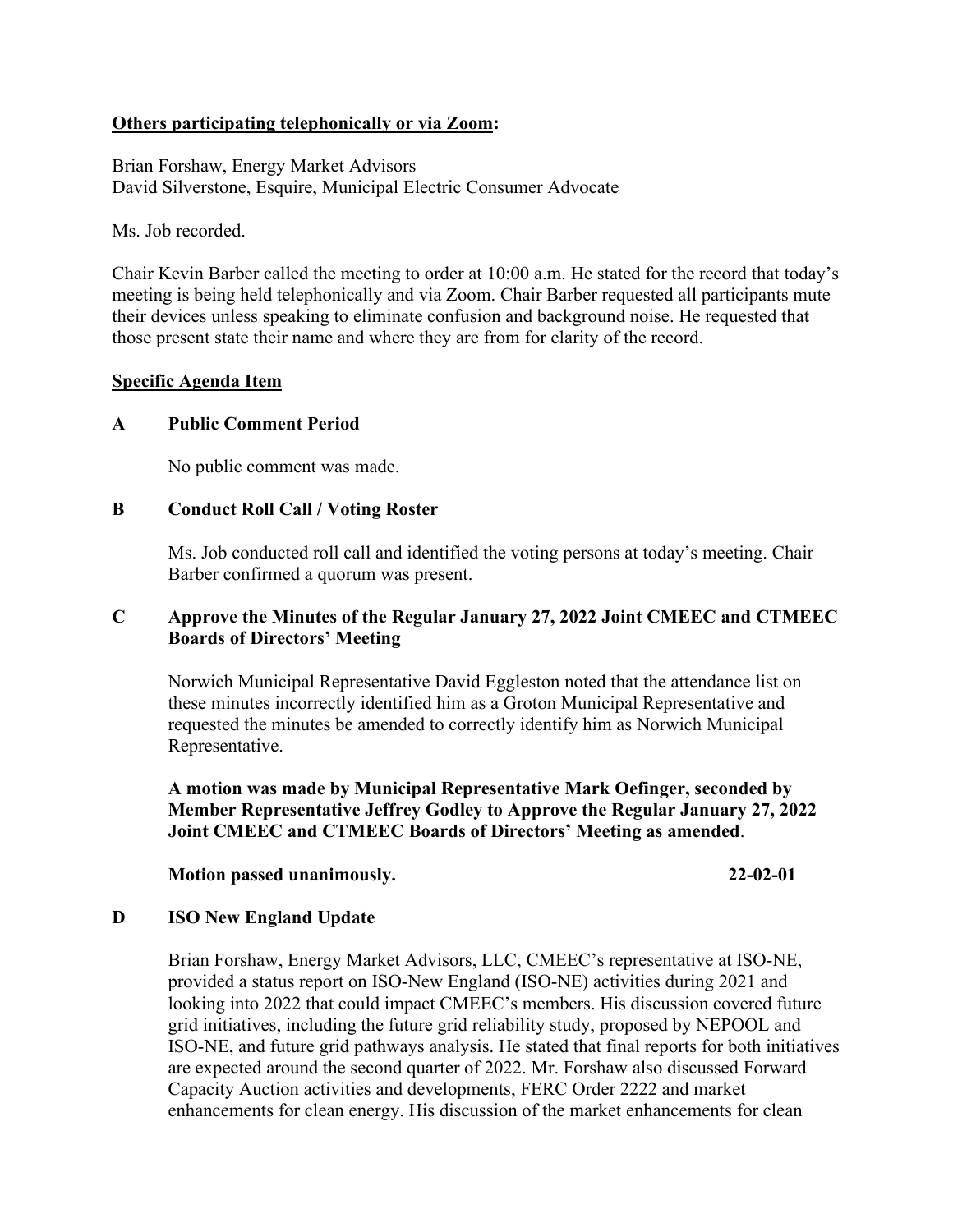**Others participating telephonically or via Zoom:**

Brian Forshaw, Energy Market Advisors
David Silverstone, Esquire, Municipal Electric Consumer Advocate

Ms. Job recorded.

Chair Kevin Barber called the meeting to order at 10:00 a.m. He stated for the record that today's meeting is being held telephonically and via Zoom. Chair Barber requested all participants mute their devices unless speaking to eliminate confusion and background noise. He requested that those present state their name and where they are from for clarity of the record.

**Specific Agenda Item**

**A Public Comment Period**

No public comment was made.

**B Conduct Roll Call / Voting Roster**

Ms. Job conducted roll call and identified the voting persons at today's meeting. Chair Barber confirmed a quorum was present.

**C Approve the Minutes of the Regular January 27, 2022 Joint CMEEC and CTMEEC Boards of Directors' Meeting**

Norwich Municipal Representative David Eggleston noted that the attendance list on these minutes incorrectly identified him as a Groton Municipal Representative and requested the minutes be amended to correctly identify him as Norwich Municipal Representative.

**A motion was made by Municipal Representative Mark Oefinger, seconded by Member Representative Jeffrey Godley to Approve the Regular January 27, 2022 Joint CMEEC and CTMEEC Boards of Directors' Meeting as amended**.

**Motion passed unanimously. 22-02-01**

**D ISO New England Update**

Brian Forshaw, Energy Market Advisors, LLC, CMEEC's representative at ISO-NE, provided a status report on ISO-New England (ISO-NE) activities during 2021 and looking into 2022 that could impact CMEEC's members. His discussion covered future grid initiatives, including the future grid reliability study, proposed by NEPOOL and ISO-NE, and future grid pathways analysis. He stated that final reports for both initiatives are expected around the second quarter of 2022. Mr. Forshaw also discussed Forward Capacity Auction activities and developments, FERC Order 2222 and market enhancements for clean energy. His discussion of the market enhancements for clean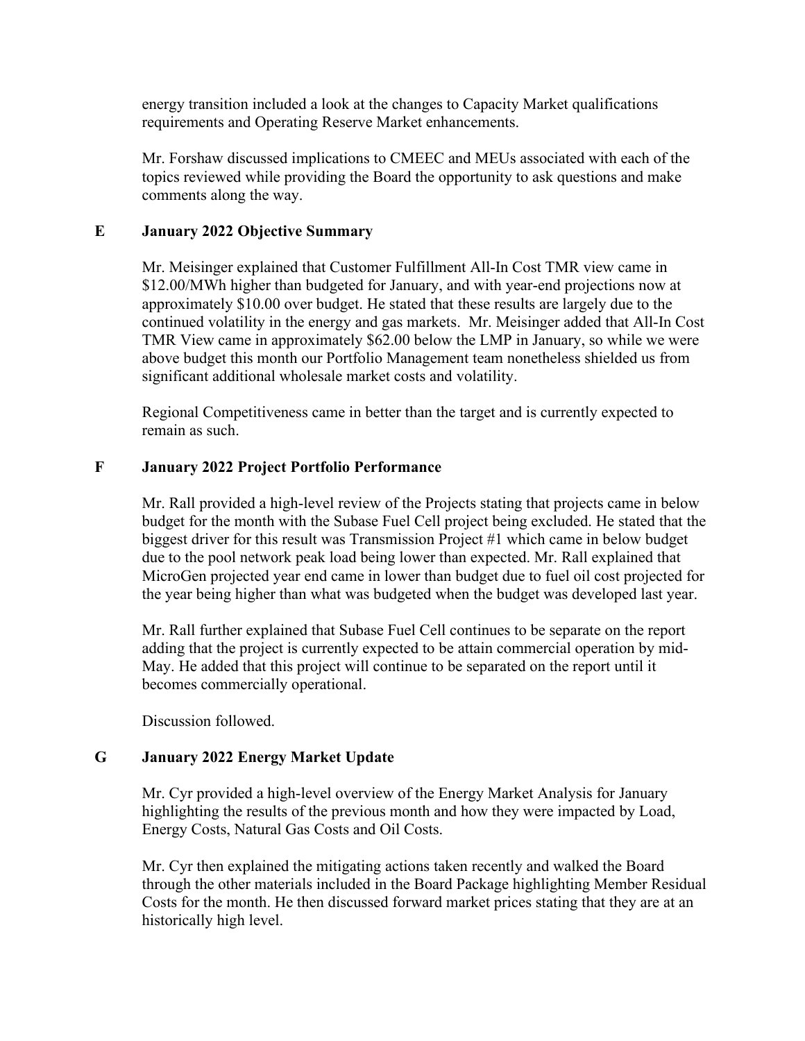energy transition included a look at the changes to Capacity Market qualifications requirements and Operating Reserve Market enhancements.

Mr. Forshaw discussed implications to CMEEC and MEUs associated with each of the topics reviewed while providing the Board the opportunity to ask questions and make comments along the way.

## E January 2022 Objective Summary

Mr. Meisinger explained that Customer Fulfillment All-In Cost TMR view came in $12.00/MWh higher than budgeted for January, and with year-end projections now at approximately $10.00 over budget. He stated that these results are largely due to the continued volatility in the energy and gas markets. Mr. Meisinger added that All-In Cost TMR View came in approximately $62.00 below the LMP in January, so while we were above budget this month our Portfolio Management team nonetheless shielded us from significant additional wholesale market costs and volatility.

Regional Competitiveness came in better than the target and is currently expected to remain as such.

## F January 2022 Project Portfolio Performance

Mr. Rall provided a high-level review of the Projects stating that projects came in below budget for the month with the Subase Fuel Cell project being excluded. He stated that the biggest driver for this result was Transmission Project #1 which came in below budget due to the pool network peak load being lower than expected. Mr. Rall explained that MicroGen projected year end came in lower than budget due to fuel oil cost projected for the year being higher than what was budgeted when the budget was developed last year.

Mr. Rall further explained that Subase Fuel Cell continues to be separate on the report adding that the project is currently expected to be attain commercial operation by mid-May. He added that this project will continue to be separated on the report until it becomes commercially operational.

Discussion followed.

## G January 2022 Energy Market Update

Mr. Cyr provided a high-level overview of the Energy Market Analysis for January highlighting the results of the previous month and how they were impacted by Load, Energy Costs, Natural Gas Costs and Oil Costs.

Mr. Cyr then explained the mitigating actions taken recently and walked the Board through the other materials included in the Board Package highlighting Member Residual Costs for the month. He then discussed forward market prices stating that they are at an historically high level.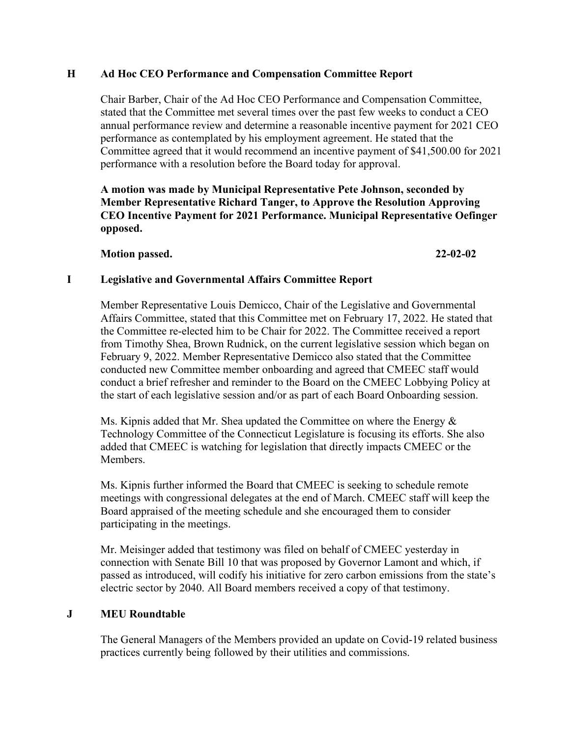## H Ad Hoc CEO Performance and Compensation Committee Report

Chair Barber, Chair of the Ad Hoc CEO Performance and Compensation Committee, stated that the Committee met several times over the past few weeks to conduct a CEO annual performance review and determine a reasonable incentive payment for 2021 CEO performance as contemplated by his employment agreement. He stated that the Committee agreed that it would recommend an incentive payment of $41,500.00 for 2021 performance with a resolution before the Board today for approval.

**A motion was made by Municipal Representative Pete Johnson, seconded by Member Representative Richard Tanger, to Approve the Resolution Approving CEO Incentive Payment for 2021 Performance. Municipal Representative Oefinger opposed.**

**Motion passed. 22-02-02**

## I Legislative and Governmental Affairs Committee Report

Member Representative Louis Demicco, Chair of the Legislative and Governmental Affairs Committee, stated that this Committee met on February 17, 2022. He stated that the Committee re-elected him to be Chair for 2022. The Committee received a report from Timothy Shea, Brown Rudnick, on the current legislative session which began on February 9, 2022. Member Representative Demicco also stated that the Committee conducted new Committee member onboarding and agreed that CMEEC staff would conduct a brief refresher and reminder to the Board on the CMEEC Lobbying Policy at the start of each legislative session and/or as part of each Board Onboarding session.

Ms. Kipnis added that Mr. Shea updated the Committee on where the Energy & Technology Committee of the Connecticut Legislature is focusing its efforts. She also added that CMEEC is watching for legislation that directly impacts CMEEC or the Members.

Ms. Kipnis further informed the Board that CMEEC is seeking to schedule remote meetings with congressional delegates at the end of March. CMEEC staff will keep the Board appraised of the meeting schedule and she encouraged them to consider participating in the meetings.

Mr. Meisinger added that testimony was filed on behalf of CMEEC yesterday in connection with Senate Bill 10 that was proposed by Governor Lamont and which, if passed as introduced, will codify his initiative for zero carbon emissions from the state's electric sector by 2040. All Board members received a copy of that testimony.

## J MEU Roundtable

The General Managers of the Members provided an update on Covid-19 related business practices currently being followed by their utilities and commissions.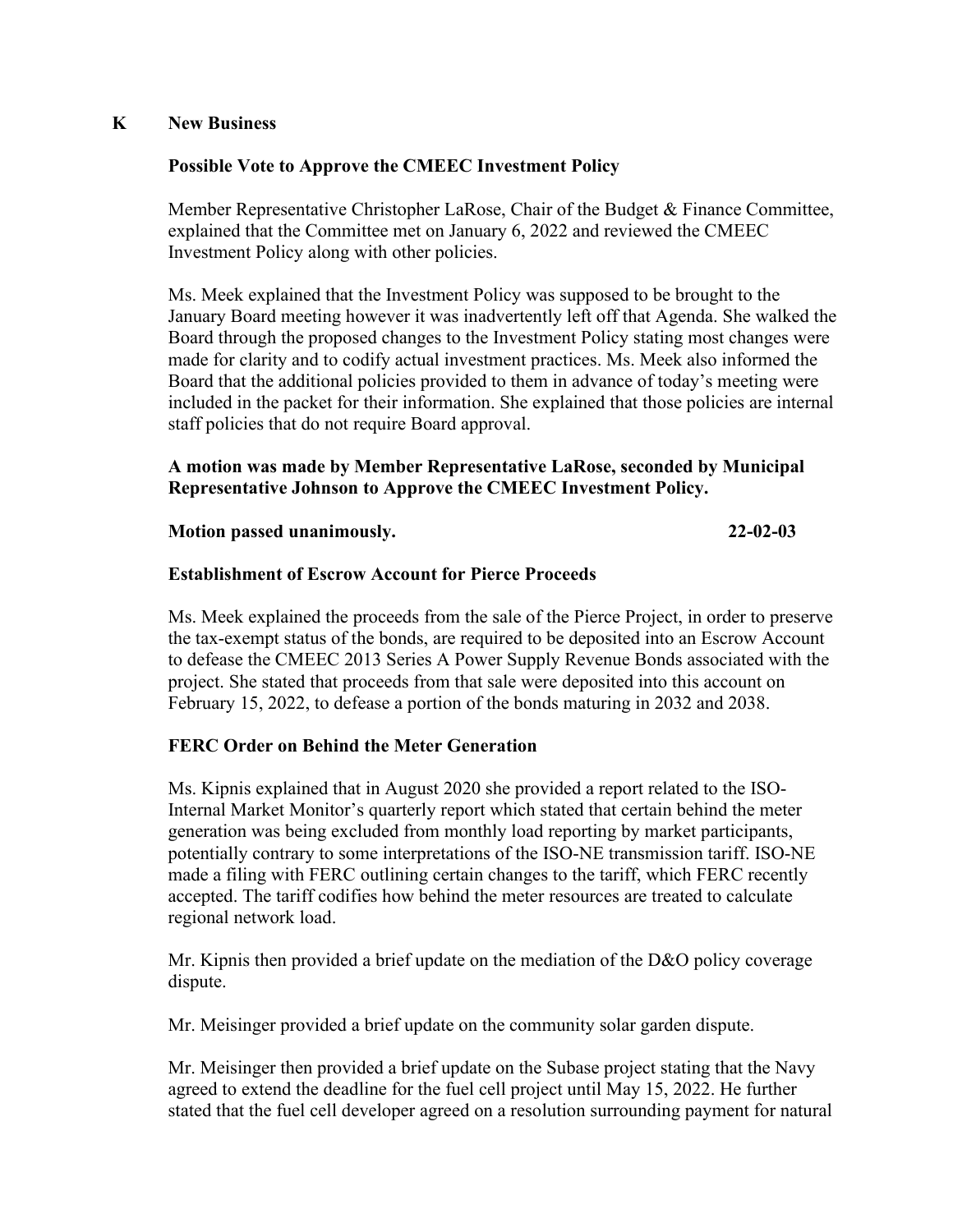## K New Business

**Possible Vote to Approve the CMEEC Investment Policy**

Member Representative Christopher LaRose, Chair of the Budget & Finance Committee, explained that the Committee met on January 6, 2022 and reviewed the CMEEC Investment Policy along with other policies.

Ms. Meek explained that the Investment Policy was supposed to be brought to the January Board meeting however it was inadvertently left off that Agenda. She walked the Board through the proposed changes to the Investment Policy stating most changes were made for clarity and to codify actual investment practices. Ms. Meek also informed the Board that the additional policies provided to them in advance of today's meeting were included in the packet for their information. She explained that those policies are internal staff policies that do not require Board approval.

**A motion was made by Member Representative LaRose, seconded by Municipal Representative Johnson to Approve the CMEEC Investment Policy.**

**Motion passed unanimously. 22-02-03**

**Establishment of Escrow Account for Pierce Proceeds**

Ms. Meek explained the proceeds from the sale of the Pierce Project, in order to preserve the tax-exempt status of the bonds, are required to be deposited into an Escrow Account to defease the CMEEC 2013 Series A Power Supply Revenue Bonds associated with the project. She stated that proceeds from that sale were deposited into this account on February 15, 2022, to defease a portion of the bonds maturing in 2032 and 2038.

**FERC Order on Behind the Meter Generation**

Ms. Kipnis explained that in August 2020 she provided a report related to the ISO-Internal Market Monitor's quarterly report which stated that certain behind the meter generation was being excluded from monthly load reporting by market participants, potentially contrary to some interpretations of the ISO-NE transmission tariff. ISO-NE made a filing with FERC outlining certain changes to the tariff, which FERC recently accepted. The tariff codifies how behind the meter resources are treated to calculate regional network load.

Mr. Kipnis then provided a brief update on the mediation of the D&O policy coverage dispute.

Mr. Meisinger provided a brief update on the community solar garden dispute.

Mr. Meisinger then provided a brief update on the Subase project stating that the Navy agreed to extend the deadline for the fuel cell project until May 15, 2022. He further stated that the fuel cell developer agreed on a resolution surrounding payment for natural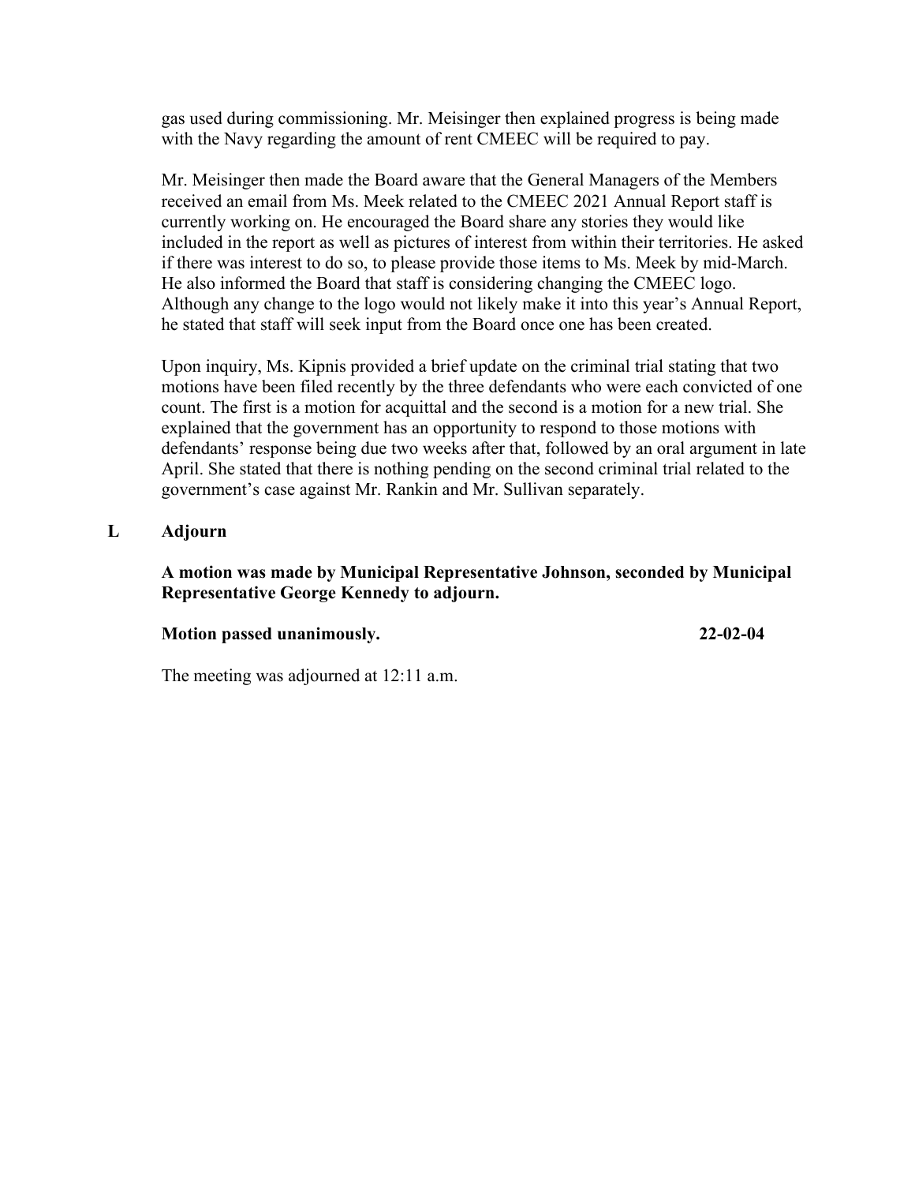gas used during commissioning. Mr. Meisinger then explained progress is being made with the Navy regarding the amount of rent CMEEC will be required to pay.

Mr. Meisinger then made the Board aware that the General Managers of the Members received an email from Ms. Meek related to the CMEEC 2021 Annual Report staff is currently working on. He encouraged the Board share any stories they would like included in the report as well as pictures of interest from within their territories. He asked if there was interest to do so, to please provide those items to Ms. Meek by mid-March. He also informed the Board that staff is considering changing the CMEEC logo. Although any change to the logo would not likely make it into this year's Annual Report, he stated that staff will seek input from the Board once one has been created.

Upon inquiry, Ms. Kipnis provided a brief update on the criminal trial stating that two motions have been filed recently by the three defendants who were each convicted of one count. The first is a motion for acquittal and the second is a motion for a new trial. She explained that the government has an opportunity to respond to those motions with defendants' response being due two weeks after that, followed by an oral argument in late April. She stated that there is nothing pending on the second criminal trial related to the government's case against Mr. Rankin and Mr. Sullivan separately.

## L Adjourn

**A motion was made by Municipal Representative Johnson, seconded by Municipal Representative George Kennedy to adjourn.**

**Motion passed unanimously.** **22-02-04**

The meeting was adjourned at 12:11 a.m.